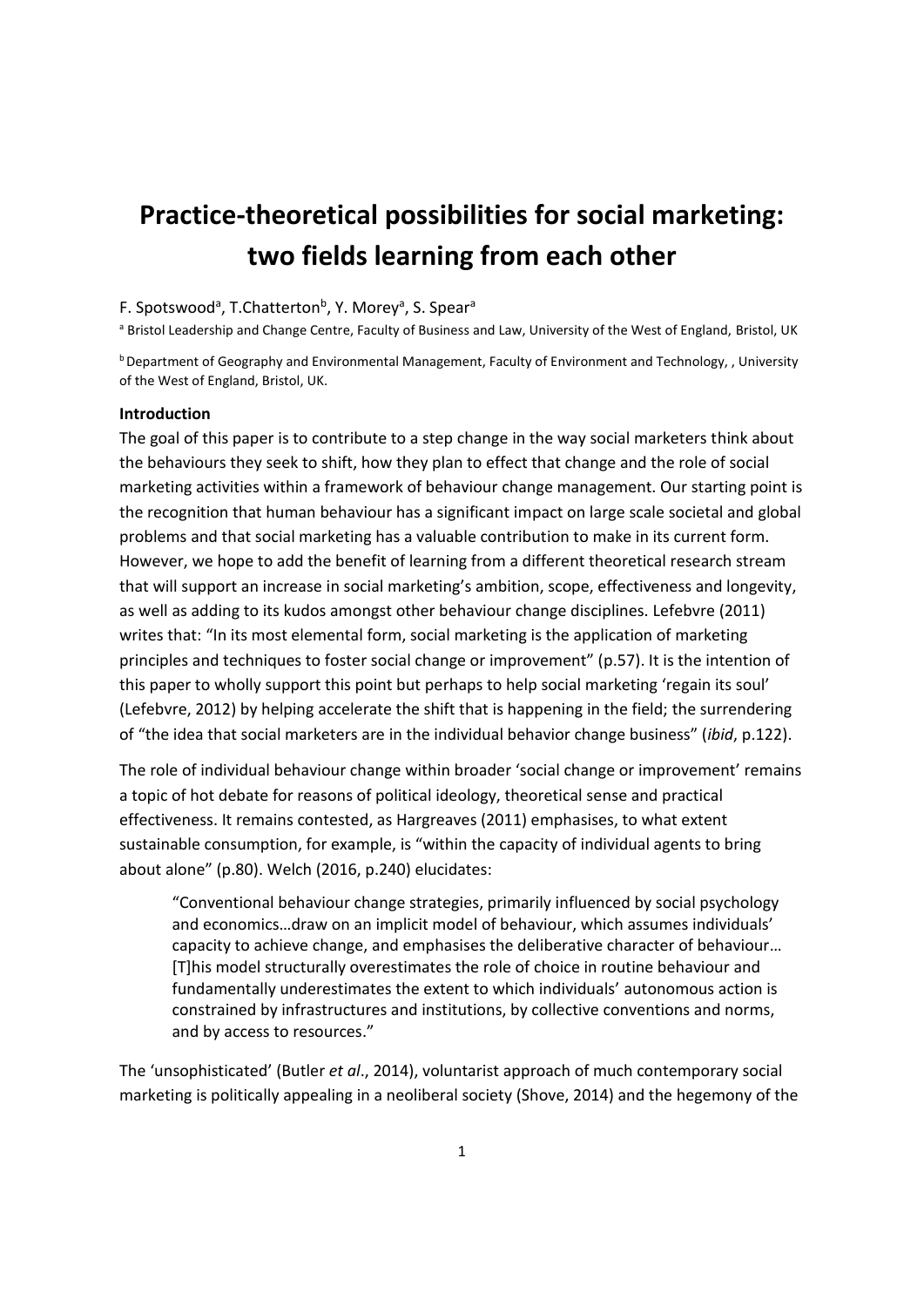# Practice-theoretical possibilities for social marketing: two fields learning from each other

F. Spotswood[a], T.Chatterton[b], Y. Morey[a], S. Spear[a]

[a] Bristol Leadership and Change Centre, Faculty of Business and Law, University of the West of England, Bristol, UK

[b] Department of Geography and Environmental Management, Faculty of Environment and Technology, , University of the West of England, Bristol, UK.

**Introduction**

The goal of this paper is to contribute to a step change in the way social marketers think about the behaviours they seek to shift, how they plan to effect that change and the role of social marketing activities within a framework of behaviour change management. Our starting point is the recognition that human behaviour has a significant impact on large scale societal and global problems and that social marketing has a valuable contribution to make in its current form. However, we hope to add the benefit of learning from a different theoretical research stream that will support an increase in social marketing's ambition, scope, effectiveness and longevity, as well as adding to its kudos amongst other behaviour change disciplines. Lefebvre (2011) writes that: "In its most elemental form, social marketing is the application of marketing principles and techniques to foster social change or improvement" (p.57). It is the intention of this paper to wholly support this point but perhaps to help social marketing 'regain its soul' (Lefebvre, 2012) by helping accelerate the shift that is happening in the field; the surrendering of "the idea that social marketers are in the individual behavior change business" (*ibid*, p.122).

The role of individual behaviour change within broader 'social change or improvement' remains a topic of hot debate for reasons of political ideology, theoretical sense and practical effectiveness. It remains contested, as Hargreaves (2011) emphasises, to what extent sustainable consumption, for example, is "within the capacity of individual agents to bring about alone" (p.80). Welch (2016, p.240) elucidates:

> "Conventional behaviour change strategies, primarily influenced by social psychology and economics…draw on an implicit model of behaviour, which assumes individuals' capacity to achieve change, and emphasises the deliberative character of behaviour… [T]his model structurally overestimates the role of choice in routine behaviour and fundamentally underestimates the extent to which individuals' autonomous action is constrained by infrastructures and institutions, by collective conventions and norms, and by access to resources."

The 'unsophisticated' (Butler *et al*., 2014), voluntarist approach of much contemporary social marketing is politically appealing in a neoliberal society (Shove, 2014) and the hegemony of the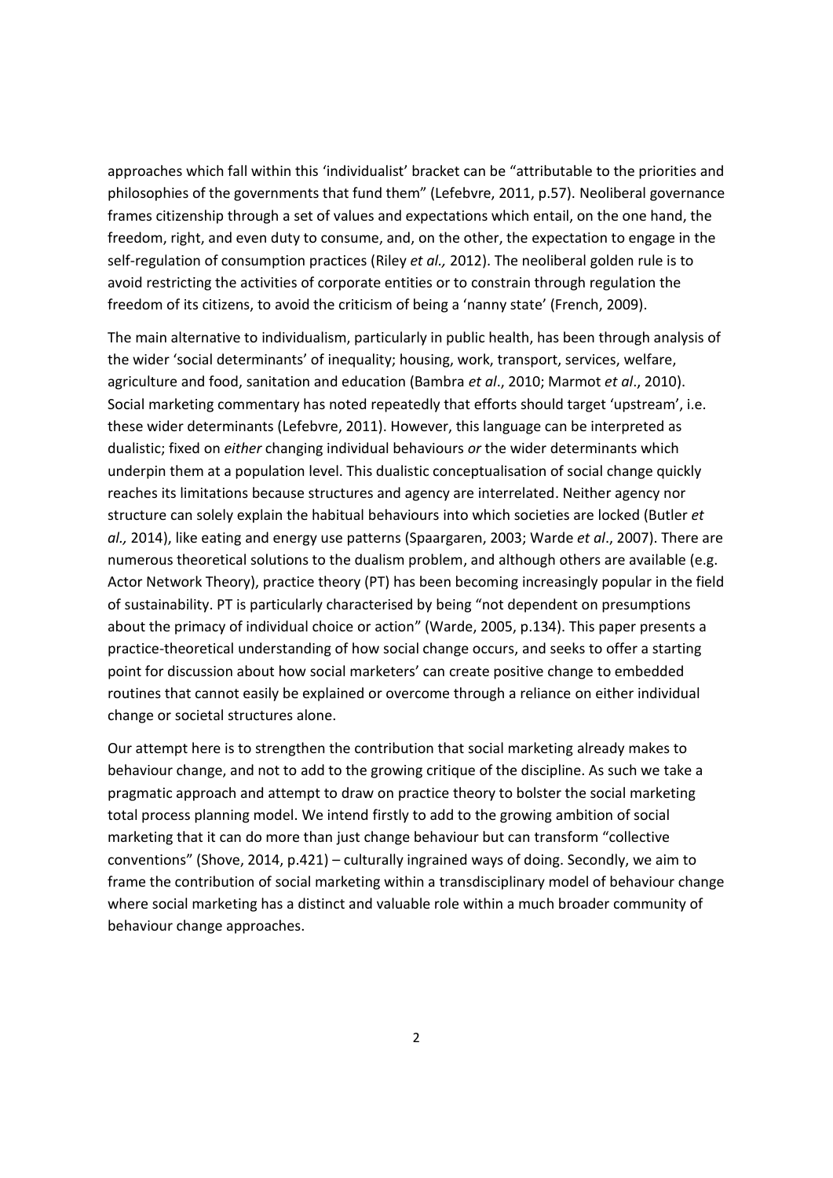approaches which fall within this 'individualist' bracket can be "attributable to the priorities and philosophies of the governments that fund them" (Lefebvre, 2011, p.57). Neoliberal governance frames citizenship through a set of values and expectations which entail, on the one hand, the freedom, right, and even duty to consume, and, on the other, the expectation to engage in the self-regulation of consumption practices (Riley *et al.,* 2012). The neoliberal golden rule is to avoid restricting the activities of corporate entities or to constrain through regulation the freedom of its citizens, to avoid the criticism of being a 'nanny state' (French, 2009).

The main alternative to individualism, particularly in public health, has been through analysis of the wider 'social determinants' of inequality; housing, work, transport, services, welfare, agriculture and food, sanitation and education (Bambra *et al*., 2010; Marmot *et al*., 2010). Social marketing commentary has noted repeatedly that efforts should target 'upstream', i.e. these wider determinants (Lefebvre, 2011). However, this language can be interpreted as dualistic; fixed on *either* changing individual behaviours *or* the wider determinants which underpin them at a population level. This dualistic conceptualisation of social change quickly reaches its limitations because structures and agency are interrelated. Neither agency nor structure can solely explain the habitual behaviours into which societies are locked (Butler *et al.,* 2014), like eating and energy use patterns (Spaargaren, 2003; Warde *et al*., 2007). There are numerous theoretical solutions to the dualism problem, and although others are available (e.g. Actor Network Theory), practice theory (PT) has been becoming increasingly popular in the field of sustainability. PT is particularly characterised by being "not dependent on presumptions about the primacy of individual choice or action" (Warde, 2005, p.134). This paper presents a practice-theoretical understanding of how social change occurs, and seeks to offer a starting point for discussion about how social marketers' can create positive change to embedded routines that cannot easily be explained or overcome through a reliance on either individual change or societal structures alone.

Our attempt here is to strengthen the contribution that social marketing already makes to behaviour change, and not to add to the growing critique of the discipline. As such we take a pragmatic approach and attempt to draw on practice theory to bolster the social marketing total process planning model. We intend firstly to add to the growing ambition of social marketing that it can do more than just change behaviour but can transform "collective conventions" (Shove, 2014, p.421) – culturally ingrained ways of doing. Secondly, we aim to frame the contribution of social marketing within a transdisciplinary model of behaviour change where social marketing has a distinct and valuable role within a much broader community of behaviour change approaches.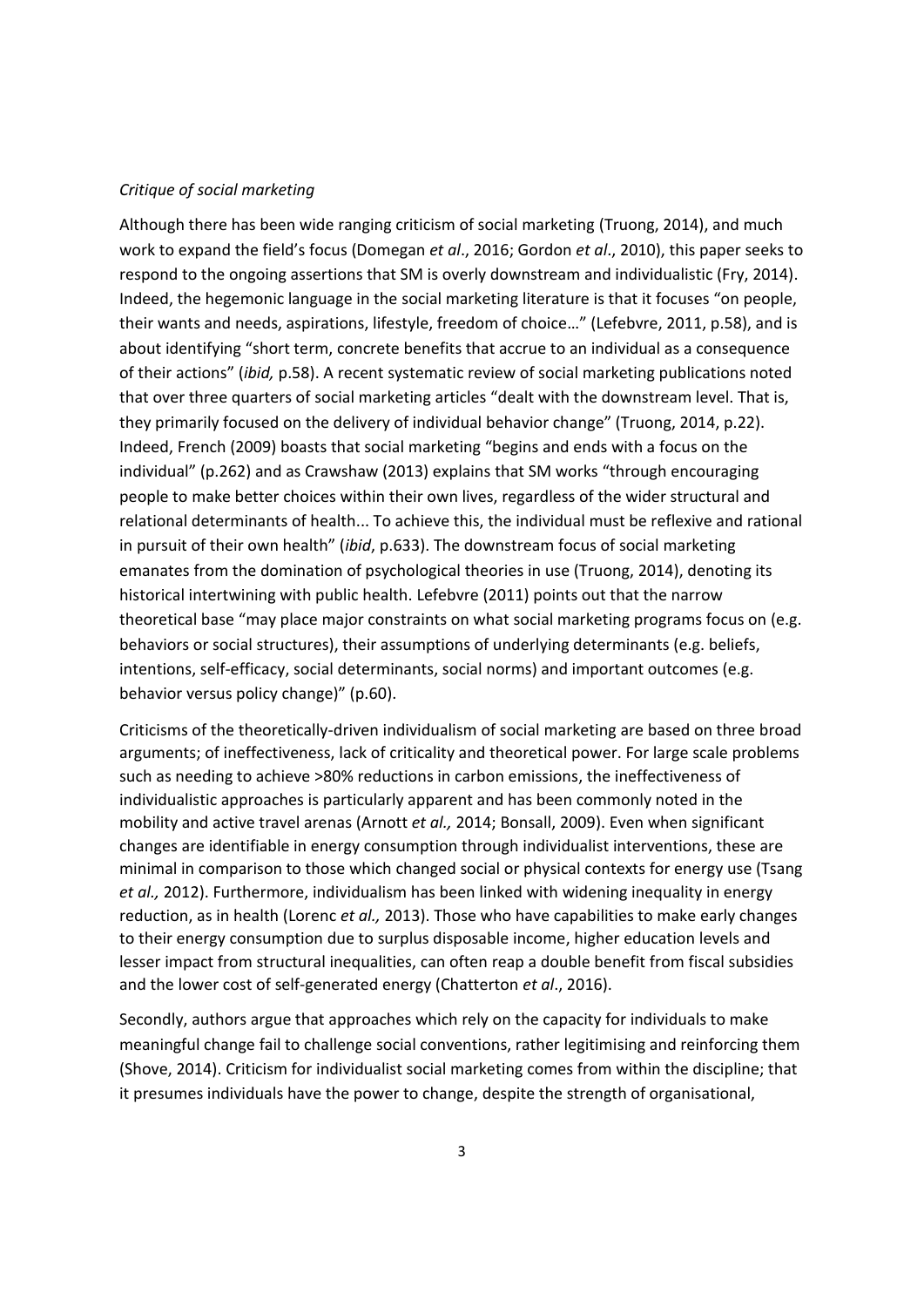*Critique of social marketing*

Although there has been wide ranging criticism of social marketing (Truong, 2014), and much work to expand the field's focus (Domegan *et al*., 2016; Gordon *et al*., 2010), this paper seeks to respond to the ongoing assertions that SM is overly downstream and individualistic (Fry, 2014). Indeed, the hegemonic language in the social marketing literature is that it focuses "on people, their wants and needs, aspirations, lifestyle, freedom of choice…" (Lefebvre, 2011, p.58), and is about identifying "short term, concrete benefits that accrue to an individual as a consequence of their actions" (*ibid,* p.58). A recent systematic review of social marketing publications noted that over three quarters of social marketing articles "dealt with the downstream level. That is, they primarily focused on the delivery of individual behavior change" (Truong, 2014, p.22). Indeed, French (2009) boasts that social marketing "begins and ends with a focus on the individual" (p.262) and as Crawshaw (2013) explains that SM works "through encouraging people to make better choices within their own lives, regardless of the wider structural and relational determinants of health... To achieve this, the individual must be reflexive and rational in pursuit of their own health" (*ibid*, p.633). The downstream focus of social marketing emanates from the domination of psychological theories in use (Truong, 2014), denoting its historical intertwining with public health. Lefebvre (2011) points out that the narrow theoretical base "may place major constraints on what social marketing programs focus on (e.g. behaviors or social structures), their assumptions of underlying determinants (e.g. beliefs, intentions, self-efficacy, social determinants, social norms) and important outcomes (e.g. behavior versus policy change)" (p.60).

Criticisms of the theoretically-driven individualism of social marketing are based on three broad arguments; of ineffectiveness, lack of criticality and theoretical power. For large scale problems such as needing to achieve >80% reductions in carbon emissions, the ineffectiveness of individualistic approaches is particularly apparent and has been commonly noted in the mobility and active travel arenas (Arnott *et al.,* 2014; Bonsall, 2009). Even when significant changes are identifiable in energy consumption through individualist interventions, these are minimal in comparison to those which changed social or physical contexts for energy use (Tsang *et al.,* 2012). Furthermore, individualism has been linked with widening inequality in energy reduction, as in health (Lorenc *et al.,* 2013). Those who have capabilities to make early changes to their energy consumption due to surplus disposable income, higher education levels and lesser impact from structural inequalities, can often reap a double benefit from fiscal subsidies and the lower cost of self-generated energy (Chatterton *et al*., 2016).

Secondly, authors argue that approaches which rely on the capacity for individuals to make meaningful change fail to challenge social conventions, rather legitimising and reinforcing them (Shove, 2014). Criticism for individualist social marketing comes from within the discipline; that it presumes individuals have the power to change, despite the strength of organisational,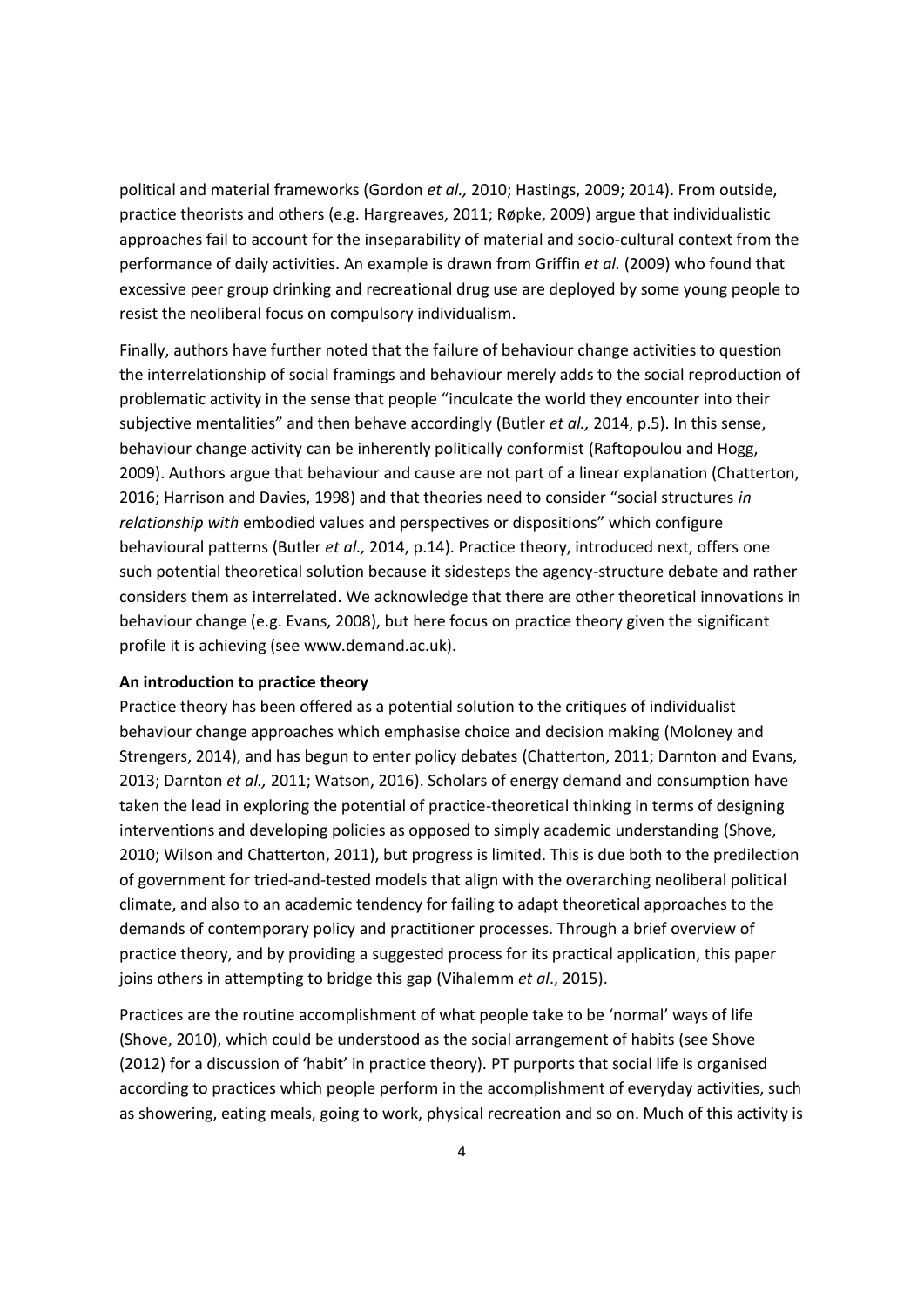political and material frameworks (Gordon *et al.,* 2010; Hastings, 2009; 2014). From outside, practice theorists and others (e.g. Hargreaves, 2011; Røpke, 2009) argue that individualistic approaches fail to account for the inseparability of material and socio-cultural context from the performance of daily activities. An example is drawn from Griffin *et al.* (2009) who found that excessive peer group drinking and recreational drug use are deployed by some young people to resist the neoliberal focus on compulsory individualism.

Finally, authors have further noted that the failure of behaviour change activities to question the interrelationship of social framings and behaviour merely adds to the social reproduction of problematic activity in the sense that people "inculcate the world they encounter into their subjective mentalities" and then behave accordingly (Butler *et al.,* 2014, p.5). In this sense, behaviour change activity can be inherently politically conformist (Raftopoulou and Hogg, 2009). Authors argue that behaviour and cause are not part of a linear explanation (Chatterton, 2016; Harrison and Davies, 1998) and that theories need to consider "social structures *in relationship with* embodied values and perspectives or dispositions" which configure behavioural patterns (Butler *et al.,* 2014, p.14). Practice theory, introduced next, offers one such potential theoretical solution because it sidesteps the agency-structure debate and rather considers them as interrelated. We acknowledge that there are other theoretical innovations in behaviour change (e.g. Evans, 2008), but here focus on practice theory given the significant profile it is achieving (see www.demand.ac.uk).

**An introduction to practice theory**

Practice theory has been offered as a potential solution to the critiques of individualist behaviour change approaches which emphasise choice and decision making (Moloney and Strengers, 2014), and has begun to enter policy debates (Chatterton, 2011; Darnton and Evans, 2013; Darnton *et al.,* 2011; Watson, 2016). Scholars of energy demand and consumption have taken the lead in exploring the potential of practice-theoretical thinking in terms of designing interventions and developing policies as opposed to simply academic understanding (Shove, 2010; Wilson and Chatterton, 2011), but progress is limited. This is due both to the predilection of government for tried-and-tested models that align with the overarching neoliberal political climate, and also to an academic tendency for failing to adapt theoretical approaches to the demands of contemporary policy and practitioner processes. Through a brief overview of practice theory, and by providing a suggested process for its practical application, this paper joins others in attempting to bridge this gap (Vihalemm *et al*., 2015).

Practices are the routine accomplishment of what people take to be 'normal' ways of life (Shove, 2010), which could be understood as the social arrangement of habits (see Shove (2012) for a discussion of 'habit' in practice theory). PT purports that social life is organised according to practices which people perform in the accomplishment of everyday activities, such as showering, eating meals, going to work, physical recreation and so on. Much of this activity is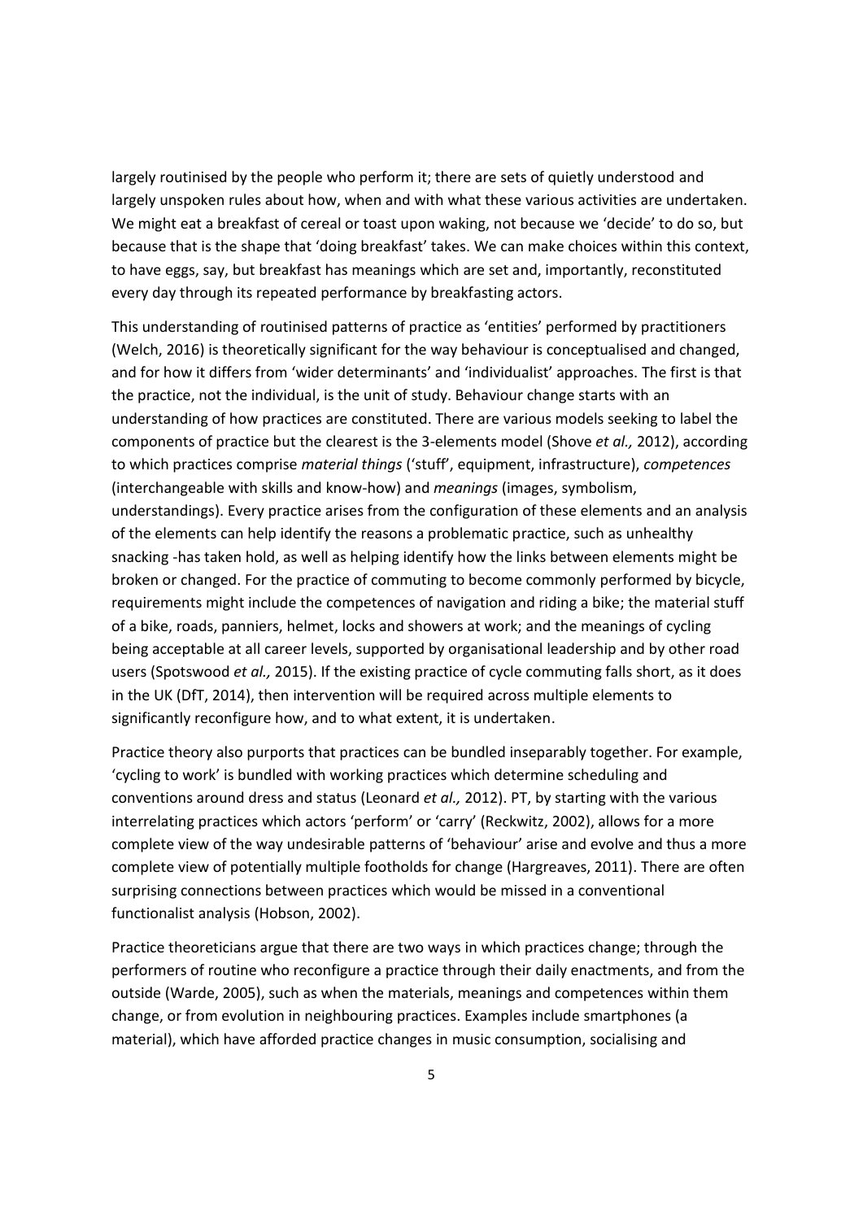largely routinised by the people who perform it; there are sets of quietly understood and largely unspoken rules about how, when and with what these various activities are undertaken. We might eat a breakfast of cereal or toast upon waking, not because we 'decide' to do so, but because that is the shape that 'doing breakfast' takes. We can make choices within this context, to have eggs, say, but breakfast has meanings which are set and, importantly, reconstituted every day through its repeated performance by breakfasting actors.

This understanding of routinised patterns of practice as 'entities' performed by practitioners (Welch, 2016) is theoretically significant for the way behaviour is conceptualised and changed, and for how it differs from 'wider determinants' and 'individualist' approaches. The first is that the practice, not the individual, is the unit of study. Behaviour change starts with an understanding of how practices are constituted. There are various models seeking to label the components of practice but the clearest is the 3-elements model (Shove *et al.,* 2012), according to which practices comprise *material things* ('stuff', equipment, infrastructure), *competences* (interchangeable with skills and know-how) and *meanings* (images, symbolism, understandings). Every practice arises from the configuration of these elements and an analysis of the elements can help identify the reasons a problematic practice, such as unhealthy snacking -has taken hold, as well as helping identify how the links between elements might be broken or changed. For the practice of commuting to become commonly performed by bicycle, requirements might include the competences of navigation and riding a bike; the material stuff of a bike, roads, panniers, helmet, locks and showers at work; and the meanings of cycling being acceptable at all career levels, supported by organisational leadership and by other road users (Spotswood *et al.,* 2015). If the existing practice of cycle commuting falls short, as it does in the UK (DfT, 2014), then intervention will be required across multiple elements to significantly reconfigure how, and to what extent, it is undertaken.

Practice theory also purports that practices can be bundled inseparably together. For example, 'cycling to work' is bundled with working practices which determine scheduling and conventions around dress and status (Leonard *et al.,* 2012). PT, by starting with the various interrelating practices which actors 'perform' or 'carry' (Reckwitz, 2002), allows for a more complete view of the way undesirable patterns of 'behaviour' arise and evolve and thus a more complete view of potentially multiple footholds for change (Hargreaves, 2011). There are often surprising connections between practices which would be missed in a conventional functionalist analysis (Hobson, 2002).

Practice theoreticians argue that there are two ways in which practices change; through the performers of routine who reconfigure a practice through their daily enactments, and from the outside (Warde, 2005), such as when the materials, meanings and competences within them change, or from evolution in neighbouring practices. Examples include smartphones (a material), which have afforded practice changes in music consumption, socialising and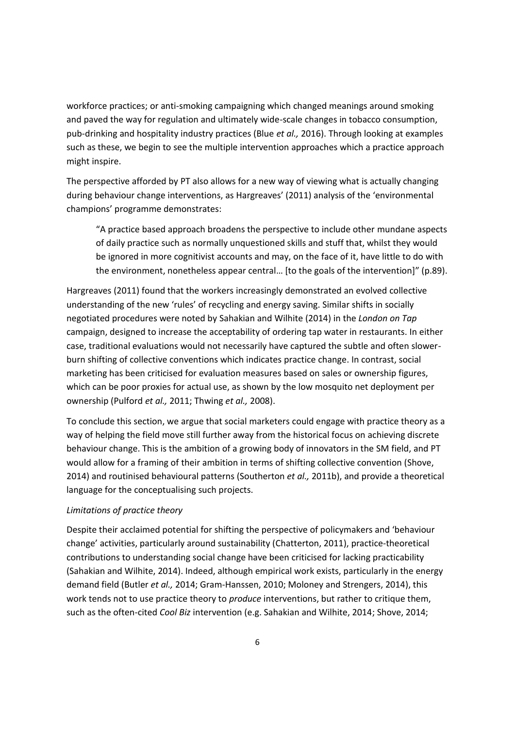workforce practices; or anti-smoking campaigning which changed meanings around smoking and paved the way for regulation and ultimately wide-scale changes in tobacco consumption, pub-drinking and hospitality industry practices (Blue *et al.,* 2016). Through looking at examples such as these, we begin to see the multiple intervention approaches which a practice approach might inspire.

The perspective afforded by PT also allows for a new way of viewing what is actually changing during behaviour change interventions, as Hargreaves' (2011) analysis of the 'environmental champions' programme demonstrates:

> "A practice based approach broadens the perspective to include other mundane aspects of daily practice such as normally unquestioned skills and stuff that, whilst they would be ignored in more cognitivist accounts and may, on the face of it, have little to do with the environment, nonetheless appear central… [to the goals of the intervention]" (p.89).

Hargreaves (2011) found that the workers increasingly demonstrated an evolved collective understanding of the new 'rules' of recycling and energy saving. Similar shifts in socially negotiated procedures were noted by Sahakian and Wilhite (2014) in the *London on Tap* campaign, designed to increase the acceptability of ordering tap water in restaurants. In either case, traditional evaluations would not necessarily have captured the subtle and often slower-burn shifting of collective conventions which indicates practice change. In contrast, social marketing has been criticised for evaluation measures based on sales or ownership figures, which can be poor proxies for actual use, as shown by the low mosquito net deployment per ownership (Pulford *et al.,* 2011; Thwing *et al.,* 2008).

To conclude this section, we argue that social marketers could engage with practice theory as a way of helping the field move still further away from the historical focus on achieving discrete behaviour change. This is the ambition of a growing body of innovators in the SM field, and PT would allow for a framing of their ambition in terms of shifting collective convention (Shove, 2014) and routinised behavioural patterns (Southerton *et al.,* 2011b), and provide a theoretical language for the conceptualising such projects.

*Limitations of practice theory*

Despite their acclaimed potential for shifting the perspective of policymakers and 'behaviour change' activities, particularly around sustainability (Chatterton, 2011), practice-theoretical contributions to understanding social change have been criticised for lacking practicability (Sahakian and Wilhite, 2014). Indeed, although empirical work exists, particularly in the energy demand field (Butler *et al.,* 2014; Gram-Hanssen, 2010; Moloney and Strengers, 2014), this work tends not to use practice theory to *produce* interventions, but rather to critique them, such as the often-cited *Cool Biz* intervention (e.g. Sahakian and Wilhite, 2014; Shove, 2014;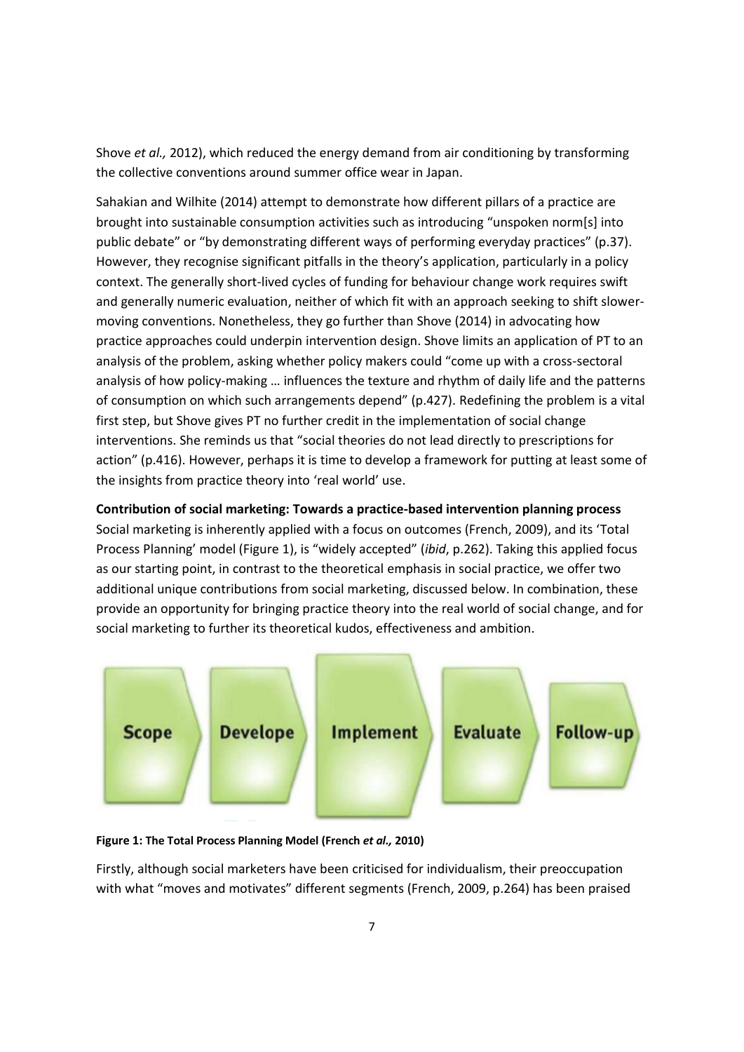Shove *et al.,* 2012), which reduced the energy demand from air conditioning by transforming the collective conventions around summer office wear in Japan.

Sahakian and Wilhite (2014) attempt to demonstrate how different pillars of a practice are brought into sustainable consumption activities such as introducing "unspoken norm[s] into public debate" or "by demonstrating different ways of performing everyday practices" (p.37). However, they recognise significant pitfalls in the theory's application, particularly in a policy context. The generally short-lived cycles of funding for behaviour change work requires swift and generally numeric evaluation, neither of which fit with an approach seeking to shift slower-moving conventions. Nonetheless, they go further than Shove (2014) in advocating how practice approaches could underpin intervention design. Shove limits an application of PT to an analysis of the problem, asking whether policy makers could "come up with a cross-sectoral analysis of how policy-making … influences the texture and rhythm of daily life and the patterns of consumption on which such arrangements depend" (p.427). Redefining the problem is a vital first step, but Shove gives PT no further credit in the implementation of social change interventions. She reminds us that "social theories do not lead directly to prescriptions for action" (p.416). However, perhaps it is time to develop a framework for putting at least some of the insights from practice theory into 'real world' use.

**Contribution of social marketing: Towards a practice-based intervention planning process**

Social marketing is inherently applied with a focus on outcomes (French, 2009), and its 'Total Process Planning' model (Figure 1), is "widely accepted" (*ibid*, p.262). Taking this applied focus as our starting point, in contrast to the theoretical emphasis in social practice, we offer two additional unique contributions from social marketing, discussed below. In combination, these provide an opportunity for bringing practice theory into the real world of social change, and for social marketing to further its theoretical kudos, effectiveness and ambition.

**Figure 1: The Total Process Planning Model (French *et al.,* 2010)**

Firstly, although social marketers have been criticised for individualism, their preoccupation with what "moves and motivates" different segments (French, 2009, p.264) has been praised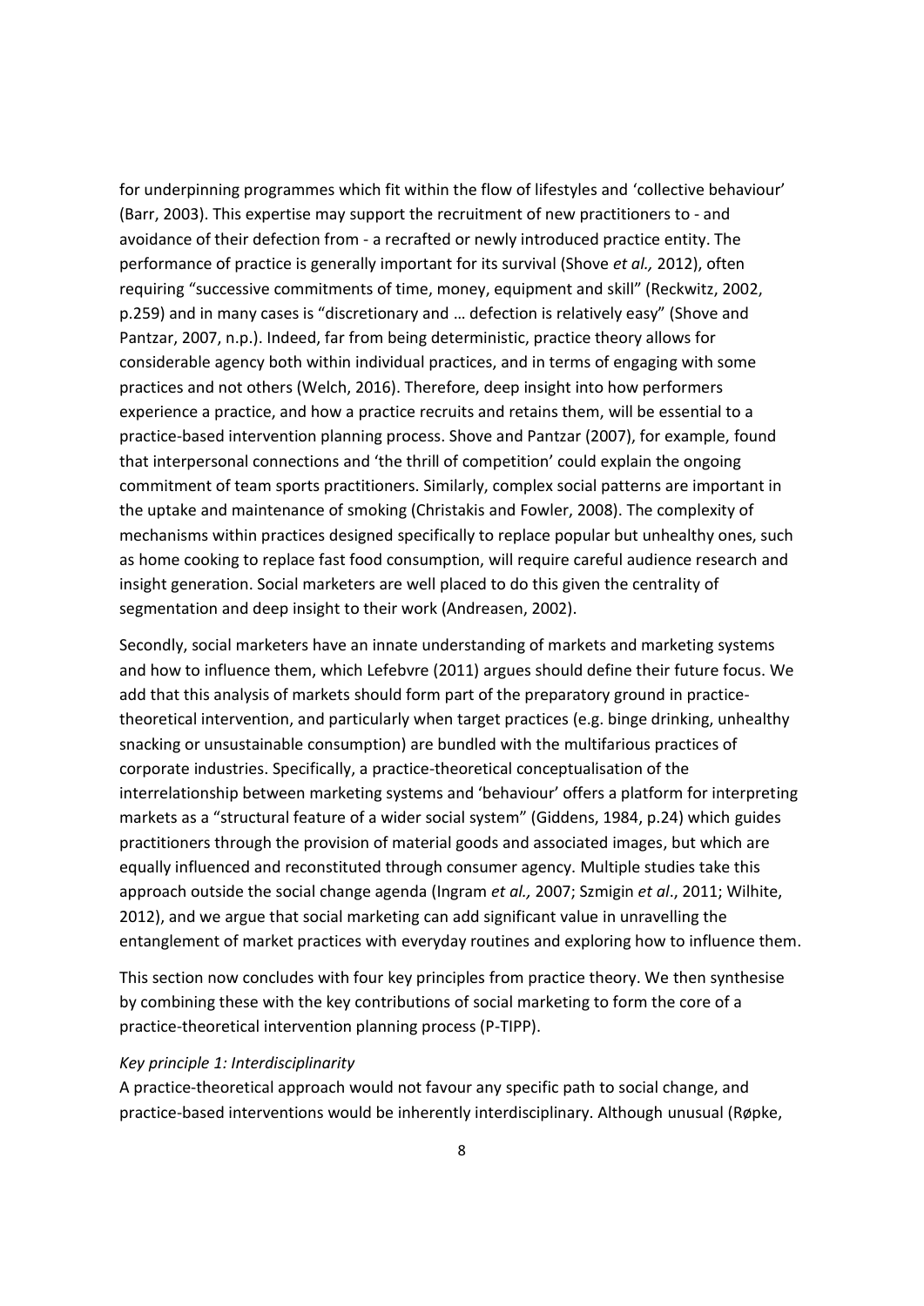for underpinning programmes which fit within the flow of lifestyles and 'collective behaviour' (Barr, 2003). This expertise may support the recruitment of new practitioners to - and avoidance of their defection from - a recrafted or newly introduced practice entity. The performance of practice is generally important for its survival (Shove *et al.,* 2012), often requiring "successive commitments of time, money, equipment and skill" (Reckwitz, 2002, p.259) and in many cases is "discretionary and … defection is relatively easy" (Shove and Pantzar, 2007, n.p.). Indeed, far from being deterministic, practice theory allows for considerable agency both within individual practices, and in terms of engaging with some practices and not others (Welch, 2016). Therefore, deep insight into how performers experience a practice, and how a practice recruits and retains them, will be essential to a practice-based intervention planning process. Shove and Pantzar (2007), for example, found that interpersonal connections and 'the thrill of competition' could explain the ongoing commitment of team sports practitioners. Similarly, complex social patterns are important in the uptake and maintenance of smoking (Christakis and Fowler, 2008). The complexity of mechanisms within practices designed specifically to replace popular but unhealthy ones, such as home cooking to replace fast food consumption, will require careful audience research and insight generation. Social marketers are well placed to do this given the centrality of segmentation and deep insight to their work (Andreasen, 2002).

Secondly, social marketers have an innate understanding of markets and marketing systems and how to influence them, which Lefebvre (2011) argues should define their future focus. We add that this analysis of markets should form part of the preparatory ground in practice-theoretical intervention, and particularly when target practices (e.g. binge drinking, unhealthy snacking or unsustainable consumption) are bundled with the multifarious practices of corporate industries. Specifically, a practice-theoretical conceptualisation of the interrelationship between marketing systems and 'behaviour' offers a platform for interpreting markets as a "structural feature of a wider social system" (Giddens, 1984, p.24) which guides practitioners through the provision of material goods and associated images, but which are equally influenced and reconstituted through consumer agency. Multiple studies take this approach outside the social change agenda (Ingram *et al.,* 2007; Szmigin *et al*., 2011; Wilhite, 2012), and we argue that social marketing can add significant value in unravelling the entanglement of market practices with everyday routines and exploring how to influence them.

This section now concludes with four key principles from practice theory. We then synthesise by combining these with the key contributions of social marketing to form the core of a practice-theoretical intervention planning process (P-TIPP).

*Key principle 1: Interdisciplinarity*

A practice-theoretical approach would not favour any specific path to social change, and practice-based interventions would be inherently interdisciplinary. Although unusual (Røpke,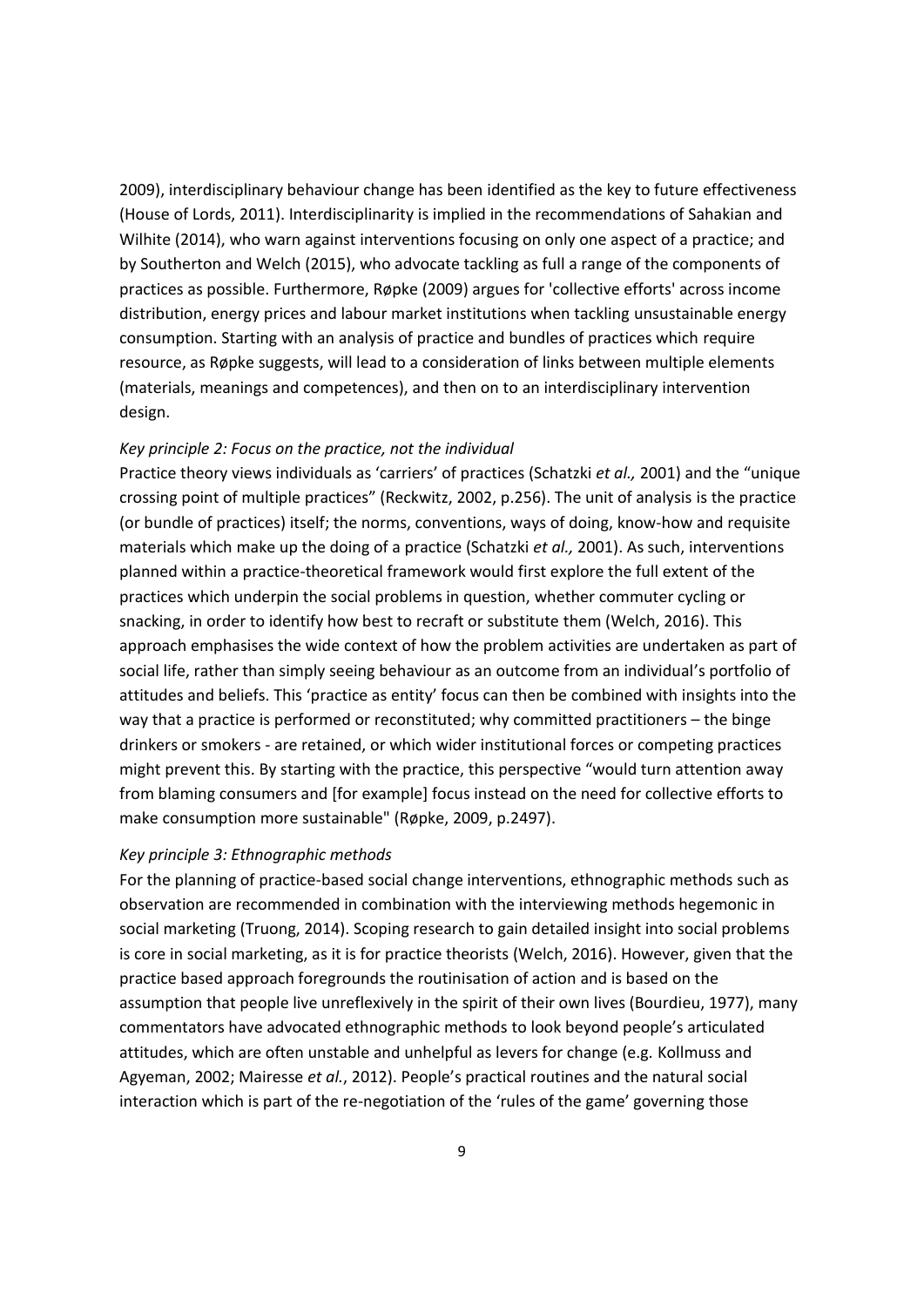2009), interdisciplinary behaviour change has been identified as the key to future effectiveness (House of Lords, 2011). Interdisciplinarity is implied in the recommendations of Sahakian and Wilhite (2014), who warn against interventions focusing on only one aspect of a practice; and by Southerton and Welch (2015), who advocate tackling as full a range of the components of practices as possible. Furthermore, Røpke (2009) argues for 'collective efforts' across income distribution, energy prices and labour market institutions when tackling unsustainable energy consumption. Starting with an analysis of practice and bundles of practices which require resource, as Røpke suggests, will lead to a consideration of links between multiple elements (materials, meanings and competences), and then on to an interdisciplinary intervention design.

*Key principle 2: Focus on the practice, not the individual*

Practice theory views individuals as 'carriers' of practices (Schatzki *et al.,* 2001) and the "unique crossing point of multiple practices" (Reckwitz, 2002, p.256). The unit of analysis is the practice (or bundle of practices) itself; the norms, conventions, ways of doing, know-how and requisite materials which make up the doing of a practice (Schatzki *et al.,* 2001). As such, interventions planned within a practice-theoretical framework would first explore the full extent of the practices which underpin the social problems in question, whether commuter cycling or snacking, in order to identify how best to recraft or substitute them (Welch, 2016). This approach emphasises the wide context of how the problem activities are undertaken as part of social life, rather than simply seeing behaviour as an outcome from an individual's portfolio of attitudes and beliefs. This 'practice as entity' focus can then be combined with insights into the way that a practice is performed or reconstituted; why committed practitioners – the binge drinkers or smokers - are retained, or which wider institutional forces or competing practices might prevent this. By starting with the practice, this perspective "would turn attention away from blaming consumers and [for example] focus instead on the need for collective efforts to make consumption more sustainable" (Røpke, 2009, p.2497).

*Key principle 3: Ethnographic methods*

For the planning of practice-based social change interventions, ethnographic methods such as observation are recommended in combination with the interviewing methods hegemonic in social marketing (Truong, 2014). Scoping research to gain detailed insight into social problems is core in social marketing, as it is for practice theorists (Welch, 2016). However, given that the practice based approach foregrounds the routinisation of action and is based on the assumption that people live unreflexively in the spirit of their own lives (Bourdieu, 1977), many commentators have advocated ethnographic methods to look beyond people's articulated attitudes, which are often unstable and unhelpful as levers for change (e.g. Kollmuss and Agyeman, 2002; Mairesse *et al.*, 2012). People's practical routines and the natural social interaction which is part of the re-negotiation of the 'rules of the game' governing those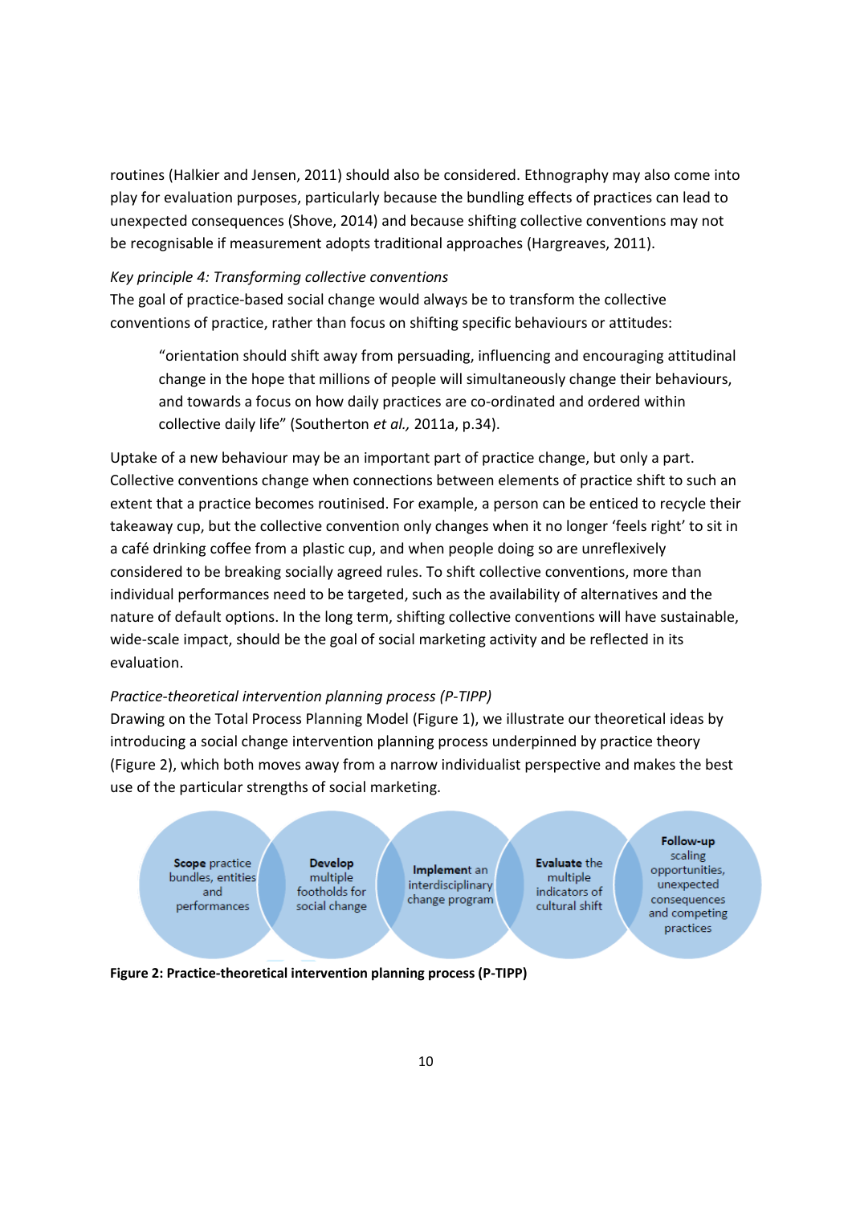routines (Halkier and Jensen, 2011) should also be considered. Ethnography may also come into play for evaluation purposes, particularly because the bundling effects of practices can lead to unexpected consequences (Shove, 2014) and because shifting collective conventions may not be recognisable if measurement adopts traditional approaches (Hargreaves, 2011).

*Key principle 4: Transforming collective conventions*

The goal of practice-based social change would always be to transform the collective conventions of practice, rather than focus on shifting specific behaviours or attitudes:

> "orientation should shift away from persuading, influencing and encouraging attitudinal change in the hope that millions of people will simultaneously change their behaviours, and towards a focus on how daily practices are co-ordinated and ordered within collective daily life" (Southerton *et al.,* 2011a, p.34).

Uptake of a new behaviour may be an important part of practice change, but only a part. Collective conventions change when connections between elements of practice shift to such an extent that a practice becomes routinised. For example, a person can be enticed to recycle their takeaway cup, but the collective convention only changes when it no longer 'feels right' to sit in a café drinking coffee from a plastic cup, and when people doing so are unreflexively considered to be breaking socially agreed rules. To shift collective conventions, more than individual performances need to be targeted, such as the availability of alternatives and the nature of default options. In the long term, shifting collective conventions will have sustainable, wide-scale impact, should be the goal of social marketing activity and be reflected in its evaluation.

*Practice-theoretical intervention planning process (P-TIPP)*

Drawing on the Total Process Planning Model (Figure 1), we illustrate our theoretical ideas by introducing a social change intervention planning process underpinned by practice theory (Figure 2), which both moves away from a narrow individualist perspective and makes the best use of the particular strengths of social marketing.

**Scope** practice bundles, entities and performances → **Develop** multiple footholds for social change → **Implement** an interdisciplinary change program → **Evaluate** the multiple indicators of cultural shift → **Follow-up** scaling opportunities, unexpected consequences and competing practices

**Figure 2: Practice-theoretical intervention planning process (P-TIPP)**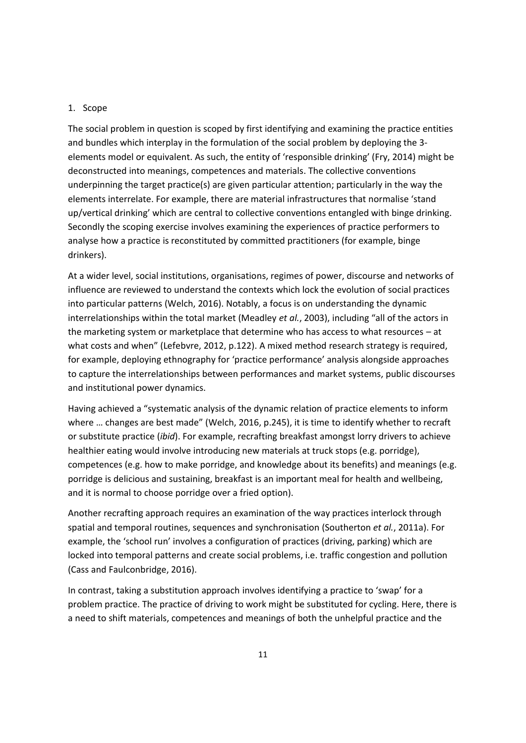1. Scope

The social problem in question is scoped by first identifying and examining the practice entities and bundles which interplay in the formulation of the social problem by deploying the 3-elements model or equivalent. As such, the entity of 'responsible drinking' (Fry, 2014) might be deconstructed into meanings, competences and materials. The collective conventions underpinning the target practice(s) are given particular attention; particularly in the way the elements interrelate. For example, there are material infrastructures that normalise 'stand up/vertical drinking' which are central to collective conventions entangled with binge drinking. Secondly the scoping exercise involves examining the experiences of practice performers to analyse how a practice is reconstituted by committed practitioners (for example, binge drinkers).

At a wider level, social institutions, organisations, regimes of power, discourse and networks of influence are reviewed to understand the contexts which lock the evolution of social practices into particular patterns (Welch, 2016). Notably, a focus is on understanding the dynamic interrelationships within the total market (Meadley *et al.*, 2003), including "all of the actors in the marketing system or marketplace that determine who has access to what resources – at what costs and when" (Lefebvre, 2012, p.122). A mixed method research strategy is required, for example, deploying ethnography for 'practice performance' analysis alongside approaches to capture the interrelationships between performances and market systems, public discourses and institutional power dynamics.

Having achieved a "systematic analysis of the dynamic relation of practice elements to inform where … changes are best made" (Welch, 2016, p.245), it is time to identify whether to recraft or substitute practice (*ibid*). For example, recrafting breakfast amongst lorry drivers to achieve healthier eating would involve introducing new materials at truck stops (e.g. porridge), competences (e.g. how to make porridge, and knowledge about its benefits) and meanings (e.g. porridge is delicious and sustaining, breakfast is an important meal for health and wellbeing, and it is normal to choose porridge over a fried option).

Another recrafting approach requires an examination of the way practices interlock through spatial and temporal routines, sequences and synchronisation (Southerton *et al.*, 2011a). For example, the 'school run' involves a configuration of practices (driving, parking) which are locked into temporal patterns and create social problems, i.e. traffic congestion and pollution (Cass and Faulconbridge, 2016).

In contrast, taking a substitution approach involves identifying a practice to 'swap' for a problem practice. The practice of driving to work might be substituted for cycling. Here, there is a need to shift materials, competences and meanings of both the unhelpful practice and the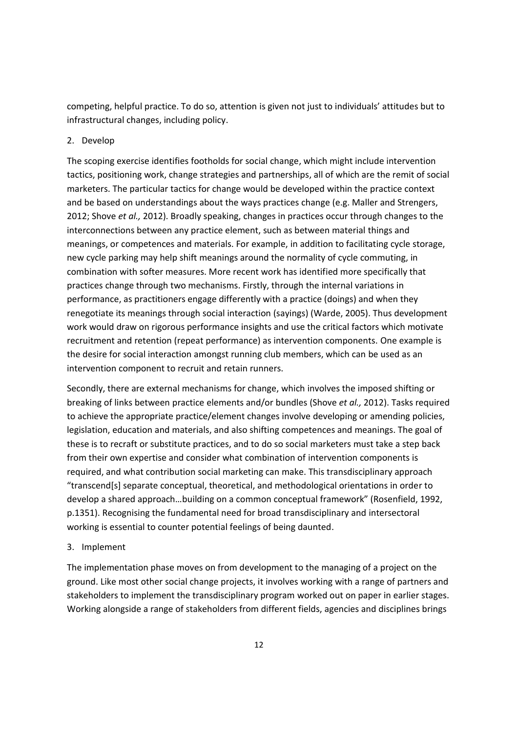competing, helpful practice. To do so, attention is given not just to individuals' attitudes but to infrastructural changes, including policy.

2. Develop

The scoping exercise identifies footholds for social change, which might include intervention tactics, positioning work, change strategies and partnerships, all of which are the remit of social marketers. The particular tactics for change would be developed within the practice context and be based on understandings about the ways practices change (e.g. Maller and Strengers, 2012; Shove *et al.,* 2012). Broadly speaking, changes in practices occur through changes to the interconnections between any practice element, such as between material things and meanings, or competences and materials. For example, in addition to facilitating cycle storage, new cycle parking may help shift meanings around the normality of cycle commuting, in combination with softer measures. More recent work has identified more specifically that practices change through two mechanisms. Firstly, through the internal variations in performance, as practitioners engage differently with a practice (doings) and when they renegotiate its meanings through social interaction (sayings) (Warde, 2005). Thus development work would draw on rigorous performance insights and use the critical factors which motivate recruitment and retention (repeat performance) as intervention components. One example is the desire for social interaction amongst running club members, which can be used as an intervention component to recruit and retain runners.

Secondly, there are external mechanisms for change, which involves the imposed shifting or breaking of links between practice elements and/or bundles (Shove *et al.,* 2012). Tasks required to achieve the appropriate practice/element changes involve developing or amending policies, legislation, education and materials, and also shifting competences and meanings. The goal of these is to recraft or substitute practices, and to do so social marketers must take a step back from their own expertise and consider what combination of intervention components is required, and what contribution social marketing can make. This transdisciplinary approach "transcend[s] separate conceptual, theoretical, and methodological orientations in order to develop a shared approach…building on a common conceptual framework" (Rosenfield, 1992, p.1351). Recognising the fundamental need for broad transdisciplinary and intersectoral working is essential to counter potential feelings of being daunted.

3. Implement

The implementation phase moves on from development to the managing of a project on the ground. Like most other social change projects, it involves working with a range of partners and stakeholders to implement the transdisciplinary program worked out on paper in earlier stages. Working alongside a range of stakeholders from different fields, agencies and disciplines brings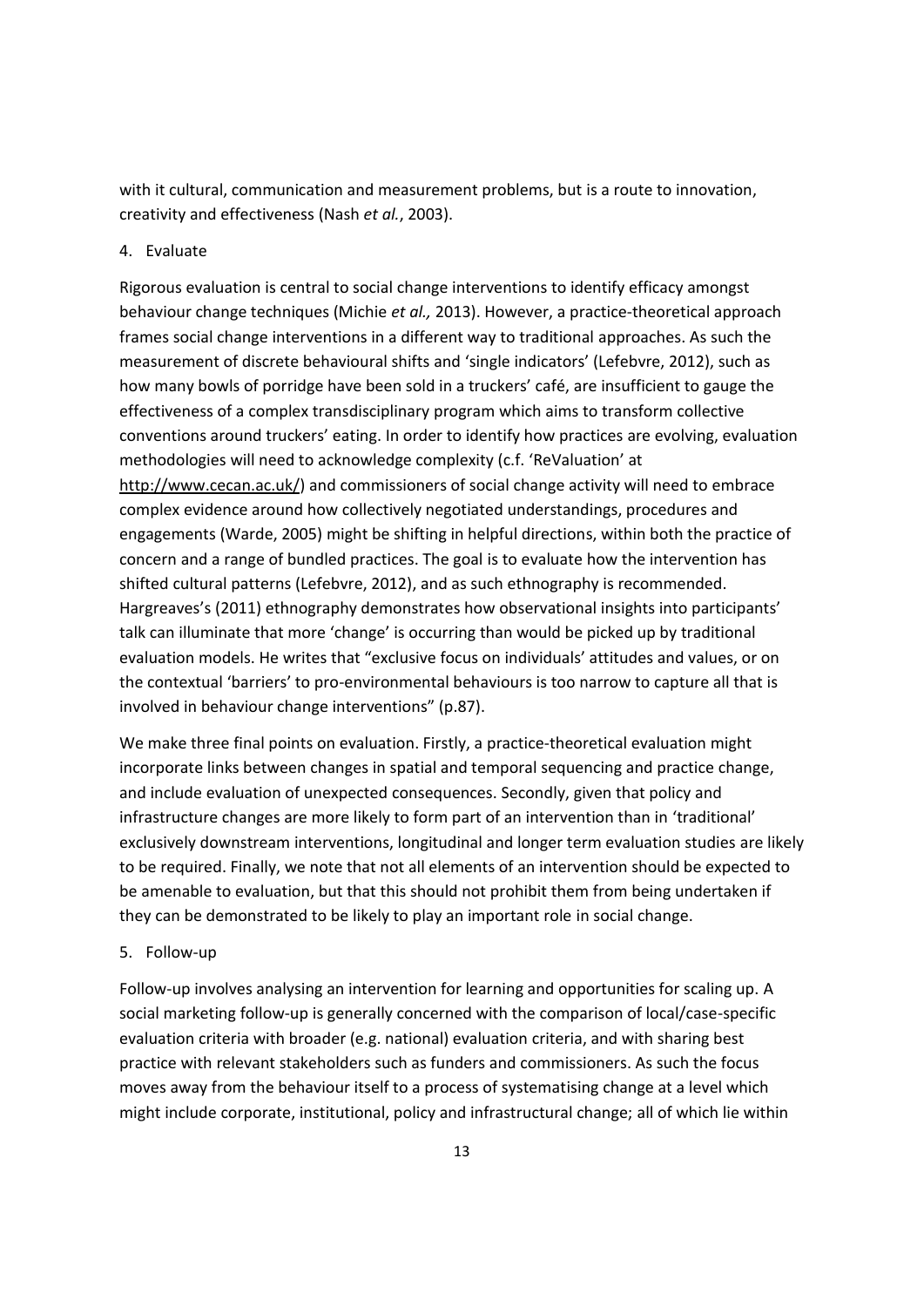with it cultural, communication and measurement problems, but is a route to innovation, creativity and effectiveness (Nash *et al.*, 2003).

4. Evaluate

Rigorous evaluation is central to social change interventions to identify efficacy amongst behaviour change techniques (Michie *et al.,* 2013). However, a practice-theoretical approach frames social change interventions in a different way to traditional approaches. As such the measurement of discrete behavioural shifts and 'single indicators' (Lefebvre, 2012), such as how many bowls of porridge have been sold in a truckers' café, are insufficient to gauge the effectiveness of a complex transdisciplinary program which aims to transform collective conventions around truckers' eating. In order to identify how practices are evolving, evaluation methodologies will need to acknowledge complexity (c.f. 'ReValuation' at http://www.cecan.ac.uk/) and commissioners of social change activity will need to embrace complex evidence around how collectively negotiated understandings, procedures and engagements (Warde, 2005) might be shifting in helpful directions, within both the practice of concern and a range of bundled practices. The goal is to evaluate how the intervention has shifted cultural patterns (Lefebvre, 2012), and as such ethnography is recommended. Hargreaves's (2011) ethnography demonstrates how observational insights into participants' talk can illuminate that more 'change' is occurring than would be picked up by traditional evaluation models. He writes that "exclusive focus on individuals' attitudes and values, or on the contextual 'barriers' to pro-environmental behaviours is too narrow to capture all that is involved in behaviour change interventions" (p.87).

We make three final points on evaluation. Firstly, a practice-theoretical evaluation might incorporate links between changes in spatial and temporal sequencing and practice change, and include evaluation of unexpected consequences. Secondly, given that policy and infrastructure changes are more likely to form part of an intervention than in 'traditional' exclusively downstream interventions, longitudinal and longer term evaluation studies are likely to be required. Finally, we note that not all elements of an intervention should be expected to be amenable to evaluation, but that this should not prohibit them from being undertaken if they can be demonstrated to be likely to play an important role in social change.

5. Follow-up

Follow-up involves analysing an intervention for learning and opportunities for scaling up. A social marketing follow-up is generally concerned with the comparison of local/case-specific evaluation criteria with broader (e.g. national) evaluation criteria, and with sharing best practice with relevant stakeholders such as funders and commissioners. As such the focus moves away from the behaviour itself to a process of systematising change at a level which might include corporate, institutional, policy and infrastructural change; all of which lie within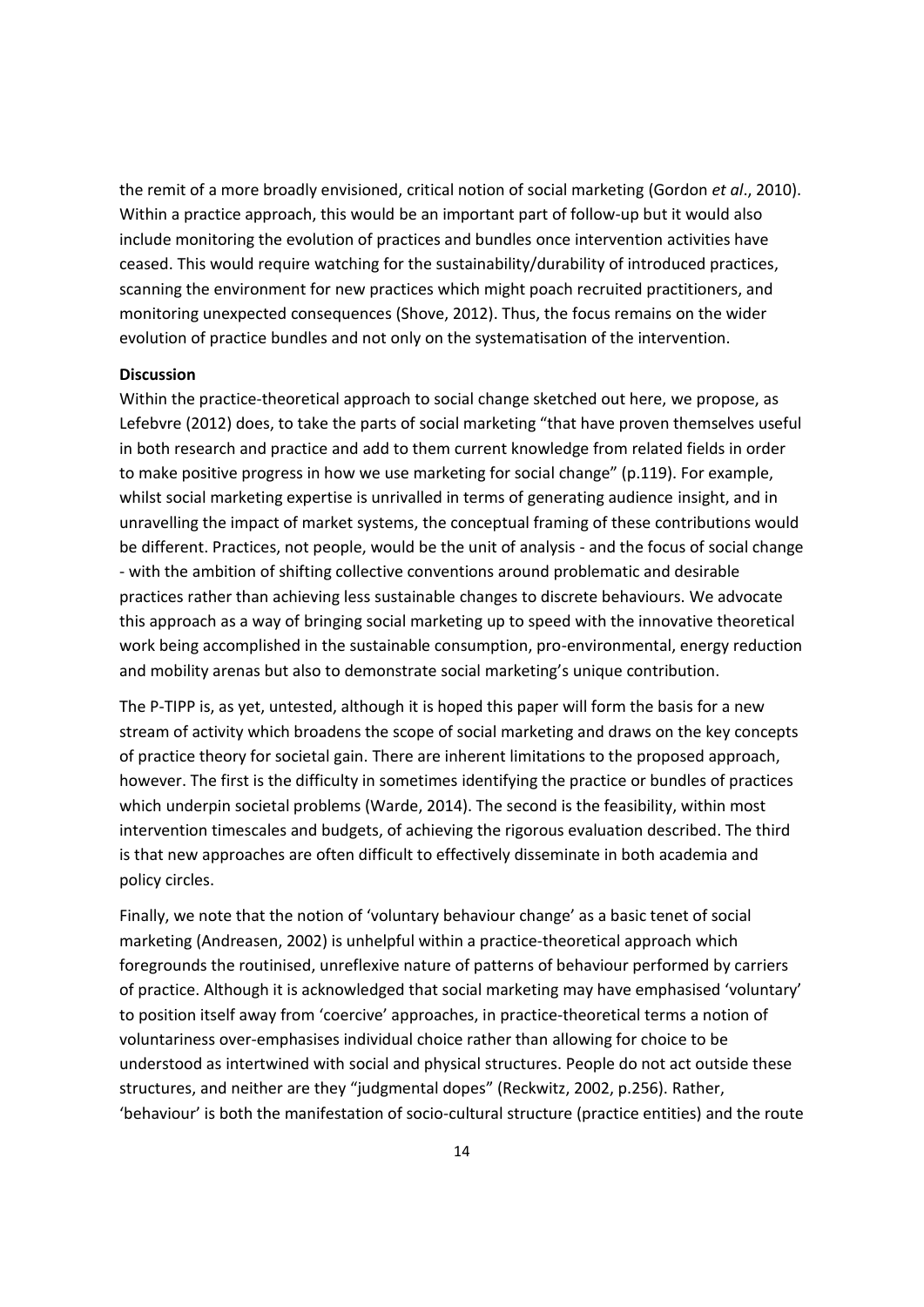the remit of a more broadly envisioned, critical notion of social marketing (Gordon *et al*., 2010). Within a practice approach, this would be an important part of follow-up but it would also include monitoring the evolution of practices and bundles once intervention activities have ceased. This would require watching for the sustainability/durability of introduced practices, scanning the environment for new practices which might poach recruited practitioners, and monitoring unexpected consequences (Shove, 2012). Thus, the focus remains on the wider evolution of practice bundles and not only on the systematisation of the intervention.

**Discussion**

Within the practice-theoretical approach to social change sketched out here, we propose, as Lefebvre (2012) does, to take the parts of social marketing "that have proven themselves useful in both research and practice and add to them current knowledge from related fields in order to make positive progress in how we use marketing for social change" (p.119). For example, whilst social marketing expertise is unrivalled in terms of generating audience insight, and in unravelling the impact of market systems, the conceptual framing of these contributions would be different. Practices, not people, would be the unit of analysis - and the focus of social change - with the ambition of shifting collective conventions around problematic and desirable practices rather than achieving less sustainable changes to discrete behaviours. We advocate this approach as a way of bringing social marketing up to speed with the innovative theoretical work being accomplished in the sustainable consumption, pro-environmental, energy reduction and mobility arenas but also to demonstrate social marketing's unique contribution.

The P-TIPP is, as yet, untested, although it is hoped this paper will form the basis for a new stream of activity which broadens the scope of social marketing and draws on the key concepts of practice theory for societal gain. There are inherent limitations to the proposed approach, however. The first is the difficulty in sometimes identifying the practice or bundles of practices which underpin societal problems (Warde, 2014). The second is the feasibility, within most intervention timescales and budgets, of achieving the rigorous evaluation described. The third is that new approaches are often difficult to effectively disseminate in both academia and policy circles.

Finally, we note that the notion of 'voluntary behaviour change' as a basic tenet of social marketing (Andreasen, 2002) is unhelpful within a practice-theoretical approach which foregrounds the routinised, unreflexive nature of patterns of behaviour performed by carriers of practice. Although it is acknowledged that social marketing may have emphasised 'voluntary' to position itself away from 'coercive' approaches, in practice-theoretical terms a notion of voluntariness over-emphasises individual choice rather than allowing for choice to be understood as intertwined with social and physical structures. People do not act outside these structures, and neither are they "judgmental dopes" (Reckwitz, 2002, p.256). Rather, 'behaviour' is both the manifestation of socio-cultural structure (practice entities) and the route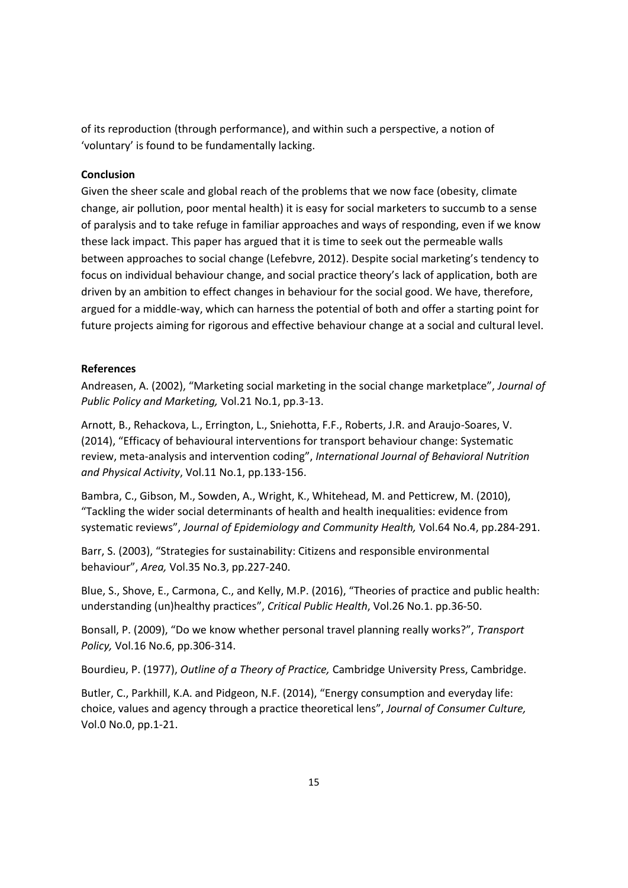of its reproduction (through performance), and within such a perspective, a notion of 'voluntary' is found to be fundamentally lacking.

**Conclusion**

Given the sheer scale and global reach of the problems that we now face (obesity, climate change, air pollution, poor mental health) it is easy for social marketers to succumb to a sense of paralysis and to take refuge in familiar approaches and ways of responding, even if we know these lack impact. This paper has argued that it is time to seek out the permeable walls between approaches to social change (Lefebvre, 2012). Despite social marketing's tendency to focus on individual behaviour change, and social practice theory's lack of application, both are driven by an ambition to effect changes in behaviour for the social good. We have, therefore, argued for a middle-way, which can harness the potential of both and offer a starting point for future projects aiming for rigorous and effective behaviour change at a social and cultural level.

**References**

Andreasen, A. (2002), "Marketing social marketing in the social change marketplace", *Journal of Public Policy and Marketing,* Vol.21 No.1, pp.3-13.

Arnott, B., Rehackova, L., Errington, L., Sniehotta, F.F., Roberts, J.R. and Araujo-Soares, V. (2014), "Efficacy of behavioural interventions for transport behaviour change: Systematic review, meta-analysis and intervention coding", *International Journal of Behavioral Nutrition and Physical Activity*, Vol.11 No.1, pp.133-156.

Bambra, C., Gibson, M., Sowden, A., Wright, K., Whitehead, M. and Petticrew, M. (2010), "Tackling the wider social determinants of health and health inequalities: evidence from systematic reviews", *Journal of Epidemiology and Community Health,* Vol.64 No.4, pp.284-291.

Barr, S. (2003), "Strategies for sustainability: Citizens and responsible environmental behaviour", *Area,* Vol.35 No.3, pp.227-240.

Blue, S., Shove, E., Carmona, C., and Kelly, M.P. (2016), "Theories of practice and public health: understanding (un)healthy practices", *Critical Public Health*, Vol.26 No.1. pp.36-50.

Bonsall, P. (2009), "Do we know whether personal travel planning really works?", *Transport Policy,* Vol.16 No.6, pp.306-314.

Bourdieu, P. (1977), *Outline of a Theory of Practice,* Cambridge University Press, Cambridge.

Butler, C., Parkhill, K.A. and Pidgeon, N.F. (2014), "Energy consumption and everyday life: choice, values and agency through a practice theoretical lens", *Journal of Consumer Culture,* Vol.0 No.0, pp.1-21.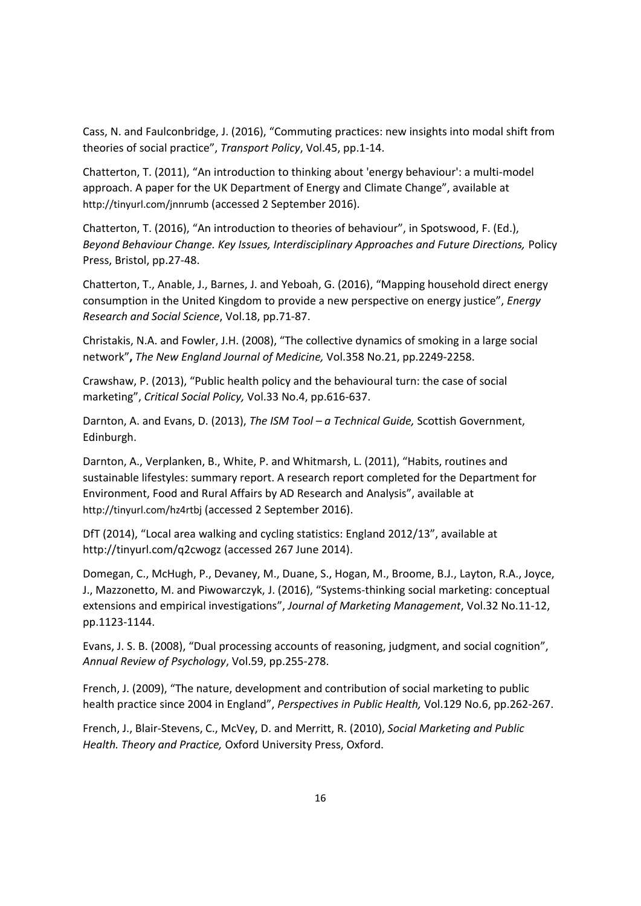Cass, N. and Faulconbridge, J. (2016), "Commuting practices: new insights into modal shift from theories of social practice", *Transport Policy*, Vol.45, pp.1-14.

Chatterton, T. (2011), "An introduction to thinking about 'energy behaviour': a multi-model approach. A paper for the UK Department of Energy and Climate Change", available at http://tinyurl.com/jnnrumb (accessed 2 September 2016).

Chatterton, T. (2016), "An introduction to theories of behaviour", in Spotswood, F. (Ed.), *Beyond Behaviour Change. Key Issues, Interdisciplinary Approaches and Future Directions,* Policy Press, Bristol, pp.27-48.

Chatterton, T., Anable, J., Barnes, J. and Yeboah, G. (2016), "Mapping household direct energy consumption in the United Kingdom to provide a new perspective on energy justice", *Energy Research and Social Science*, Vol.18, pp.71-87.

Christakis, N.A. and Fowler, J.H. (2008), "The collective dynamics of smoking in a large social network"**,** *The New England Journal of Medicine,* Vol.358 No.21, pp.2249-2258.

Crawshaw, P. (2013), "Public health policy and the behavioural turn: the case of social marketing", *Critical Social Policy,* Vol.33 No.4, pp.616-637.

Darnton, A. and Evans, D. (2013), *The ISM Tool – a Technical Guide,* Scottish Government, Edinburgh.

Darnton, A., Verplanken, B., White, P. and Whitmarsh, L. (2011), "Habits, routines and sustainable lifestyles: summary report. A research report completed for the Department for Environment, Food and Rural Affairs by AD Research and Analysis", available at http://tinyurl.com/hz4rtbj (accessed 2 September 2016).

DfT (2014), "Local area walking and cycling statistics: England 2012/13", available at http://tinyurl.com/q2cwogz (accessed 267 June 2014).

Domegan, C., McHugh, P., Devaney, M., Duane, S., Hogan, M., Broome, B.J., Layton, R.A., Joyce, J., Mazzonetto, M. and Piwowarczyk, J. (2016), "Systems-thinking social marketing: conceptual extensions and empirical investigations", *Journal of Marketing Management*, Vol.32 No.11-12, pp.1123-1144.

Evans, J. S. B. (2008), "Dual processing accounts of reasoning, judgment, and social cognition", *Annual Review of Psychology*, Vol.59, pp.255-278.

French, J. (2009), "The nature, development and contribution of social marketing to public health practice since 2004 in England", *Perspectives in Public Health,* Vol.129 No.6, pp.262-267.

French, J., Blair-Stevens, C., McVey, D. and Merritt, R. (2010), *Social Marketing and Public Health. Theory and Practice,* Oxford University Press, Oxford.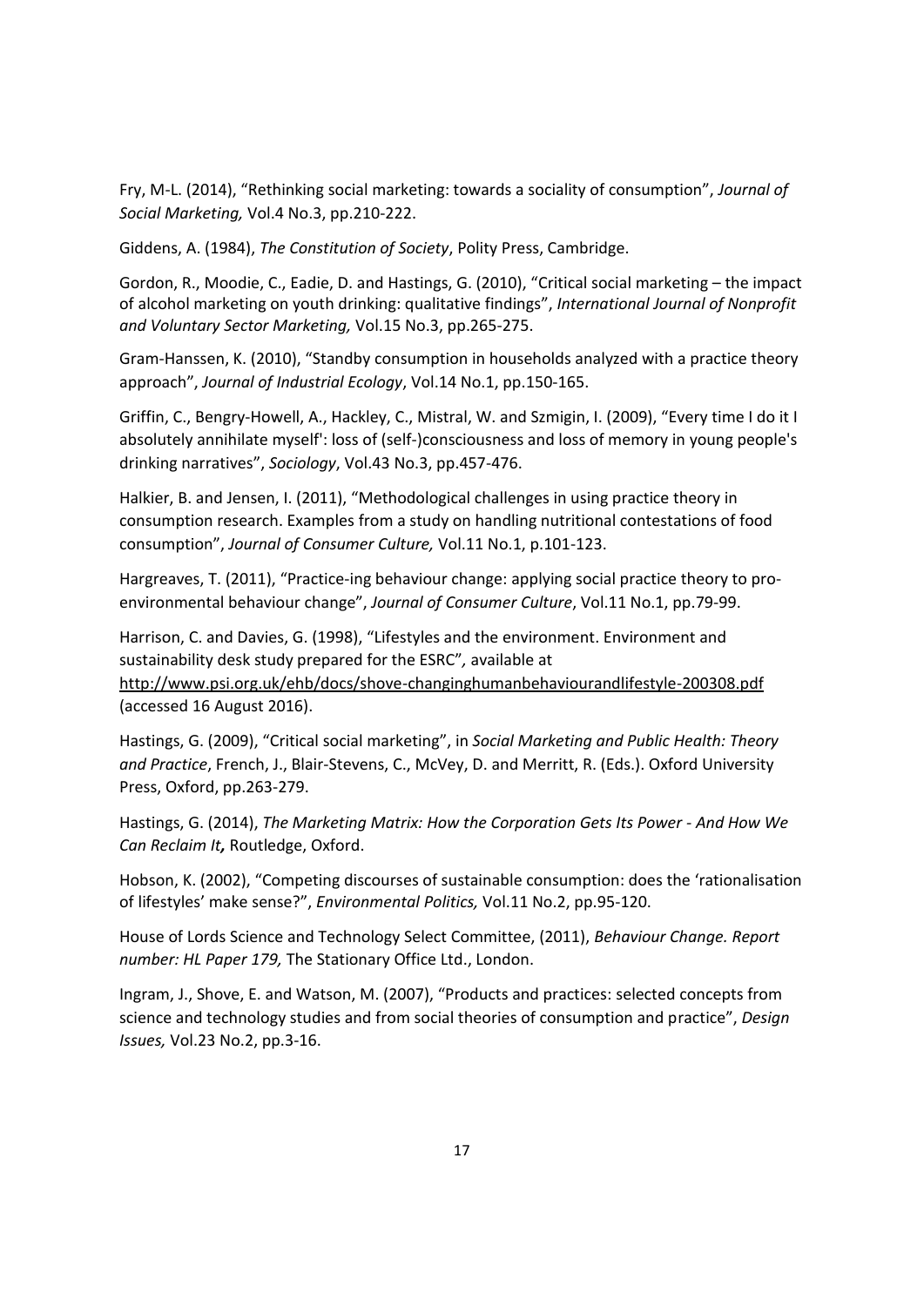Fry, M-L. (2014), "Rethinking social marketing: towards a sociality of consumption", *Journal of Social Marketing,* Vol.4 No.3, pp.210-222.

Giddens, A. (1984), *The Constitution of Society*, Polity Press, Cambridge.

Gordon, R., Moodie, C., Eadie, D. and Hastings, G. (2010), "Critical social marketing – the impact of alcohol marketing on youth drinking: qualitative findings", *International Journal of Nonprofit and Voluntary Sector Marketing,* Vol.15 No.3, pp.265-275.

Gram-Hanssen, K. (2010), "Standby consumption in households analyzed with a practice theory approach", *Journal of Industrial Ecology*, Vol.14 No.1, pp.150-165.

Griffin, C., Bengry-Howell, A., Hackley, C., Mistral, W. and Szmigin, I. (2009), "Every time I do it I absolutely annihilate myself': loss of (self-)consciousness and loss of memory in young people's drinking narratives", *Sociology*, Vol.43 No.3, pp.457-476.

Halkier, B. and Jensen, I. (2011), "Methodological challenges in using practice theory in consumption research. Examples from a study on handling nutritional contestations of food consumption", *Journal of Consumer Culture,* Vol.11 No.1, p.101-123.

Hargreaves, T. (2011), "Practice-ing behaviour change: applying social practice theory to pro-environmental behaviour change", *Journal of Consumer Culture*, Vol.11 No.1, pp.79-99.

Harrison, C. and Davies, G. (1998), "Lifestyles and the environment. Environment and sustainability desk study prepared for the ESRC", available at http://www.psi.org.uk/ehb/docs/shove-changinghumanbehaviourandlifestyle-200308.pdf (accessed 16 August 2016).

Hastings, G. (2009), "Critical social marketing", in *Social Marketing and Public Health: Theory and Practice*, French, J., Blair-Stevens, C., McVey, D. and Merritt, R. (Eds.). Oxford University Press, Oxford, pp.263-279.

Hastings, G. (2014), *The Marketing Matrix: How the Corporation Gets Its Power - And How We Can Reclaim It*, Routledge, Oxford.

Hobson, K. (2002), "Competing discourses of sustainable consumption: does the 'rationalisation of lifestyles' make sense?", *Environmental Politics,* Vol.11 No.2, pp.95-120.

House of Lords Science and Technology Select Committee, (2011), *Behaviour Change. Report number: HL Paper 179,* The Stationary Office Ltd., London.

Ingram, J., Shove, E. and Watson, M. (2007), "Products and practices: selected concepts from science and technology studies and from social theories of consumption and practice", *Design Issues,* Vol.23 No.2, pp.3-16.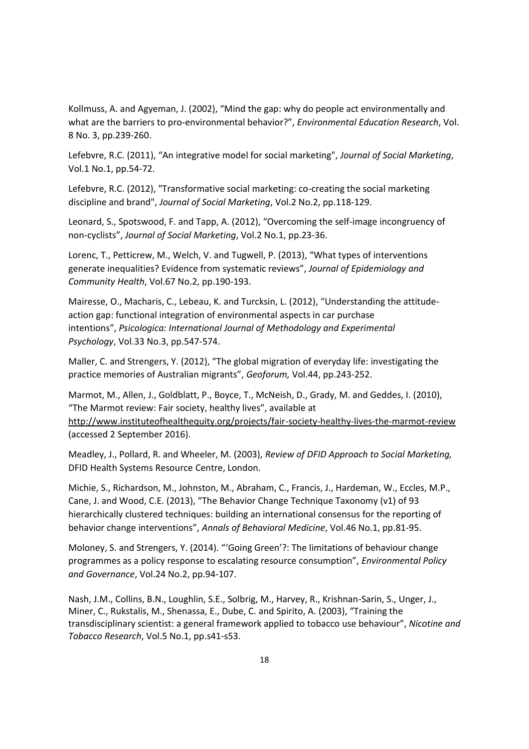Kollmuss, A. and Agyeman, J. (2002), “Mind the gap: why do people act environmentally and what are the barriers to pro-environmental behavior?”, *Environmental Education Research*, Vol. 8 No. 3, pp.239-260.

Lefebvre, R.C. (2011), “An integrative model for social marketing", *Journal of Social Marketing*, Vol.1 No.1, pp.54-72.

Lefebvre, R.C. (2012), "Transformative social marketing: co-creating the social marketing discipline and brand", *Journal of Social Marketing*, Vol.2 No.2, pp.118-129.

Leonard, S., Spotswood, F. and Tapp, A. (2012), “Overcoming the self-image incongruency of non-cyclists”, *Journal of Social Marketing*, Vol.2 No.1, pp.23-36.

Lorenc, T., Petticrew, M., Welch, V. and Tugwell, P. (2013), “What types of interventions generate inequalities? Evidence from systematic reviews”, *Journal of Epidemiology and Community Health*, Vol.67 No.2, pp.190-193.

Mairesse, O., Macharis, C., Lebeau, K. and Turcksin, L. (2012), “Understanding the attitude-action gap: functional integration of environmental aspects in car purchase intentions”, *Psicologica: International Journal of Methodology and Experimental Psychology*, Vol.33 No.3, pp.547-574.

Maller, C. and Strengers, Y. (2012), “The global migration of everyday life: investigating the practice memories of Australian migrants”, *Geoforum,* Vol.44, pp.243-252.

Marmot, M., Allen, J., Goldblatt, P., Boyce, T., McNeish, D., Grady, M. and Geddes, I. (2010), “The Marmot review: Fair society, healthy lives”, available at http://www.instituteofhealthequity.org/projects/fair-society-healthy-lives-the-marmot-review (accessed 2 September 2016).

Meadley, J., Pollard, R. and Wheeler, M. (2003), *Review of DFID Approach to Social Marketing,* DFID Health Systems Resource Centre, London.

Michie, S., Richardson, M., Johnston, M., Abraham, C., Francis, J., Hardeman, W., Eccles, M.P., Cane, J. and Wood, C.E. (2013), “The Behavior Change Technique Taxonomy (v1) of 93 hierarchically clustered techniques: building an international consensus for the reporting of behavior change interventions”, *Annals of Behavioral Medicine*, Vol.46 No.1, pp.81-95.

Moloney, S. and Strengers, Y. (2014). "‘Going Green’?: The limitations of behaviour change programmes as a policy response to escalating resource consumption”, *Environmental Policy and Governance*, Vol.24 No.2, pp.94-107.

Nash, J.M., Collins, B.N., Loughlin, S.E., Solbrig, M., Harvey, R., Krishnan-Sarin, S., Unger, J., Miner, C., Rukstalis, M., Shenassa, E., Dube, C. and Spirito, A. (2003), “Training the transdisciplinary scientist: a general framework applied to tobacco use behaviour”, *Nicotine and Tobacco Research*, Vol.5 No.1, pp.s41-s53.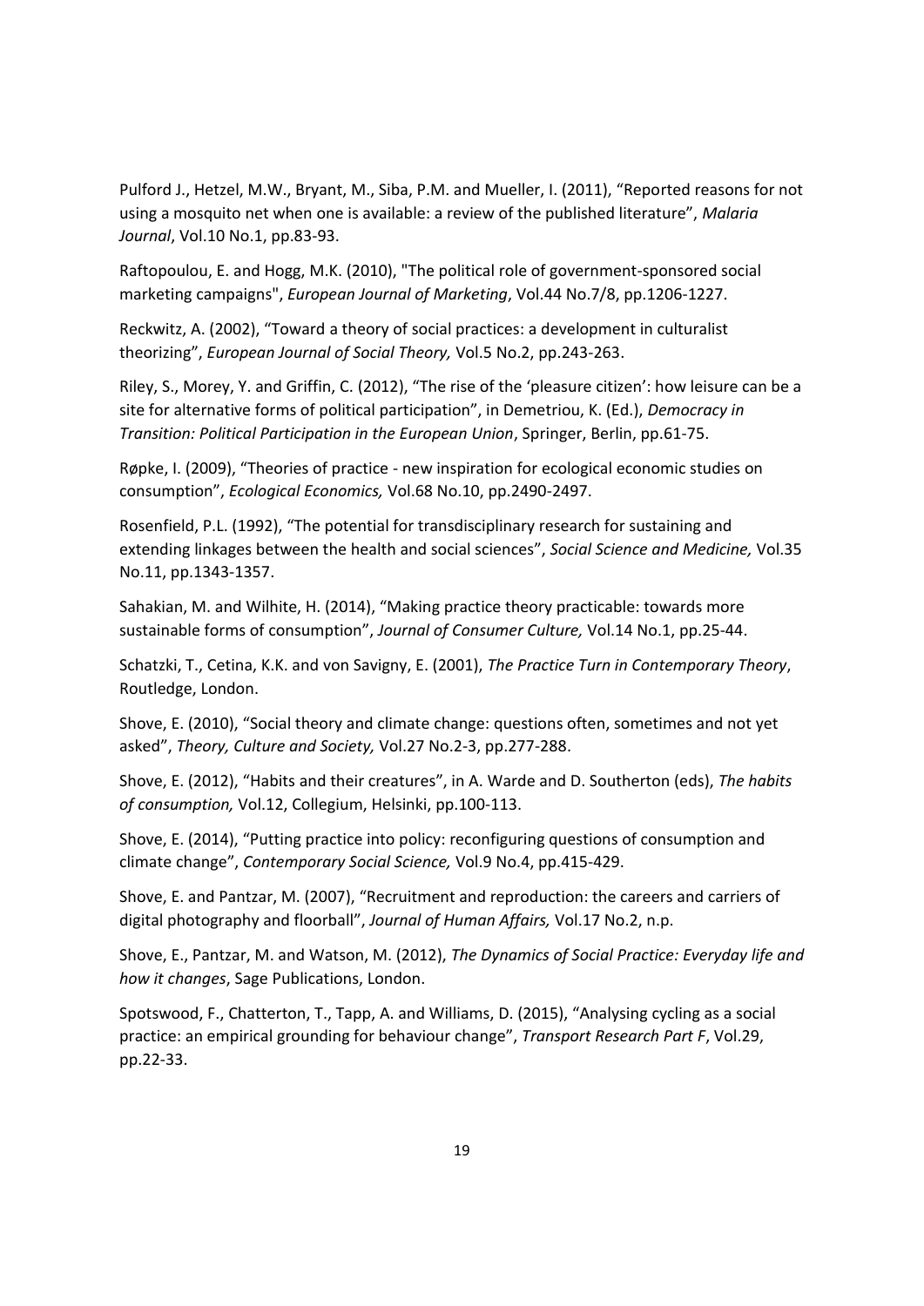Pulford J., Hetzel, M.W., Bryant, M., Siba, P.M. and Mueller, I. (2011), “Reported reasons for not using a mosquito net when one is available: a review of the published literature”, *Malaria Journal*, Vol.10 No.1, pp.83-93.

Raftopoulou, E. and Hogg, M.K. (2010), "The political role of government-sponsored social marketing campaigns", *European Journal of Marketing*, Vol.44 No.7/8, pp.1206-1227.

Reckwitz, A. (2002), “Toward a theory of social practices: a development in culturalist theorizing”, *European Journal of Social Theory,* Vol.5 No.2, pp.243-263.

Riley, S., Morey, Y. and Griffin, C. (2012), “The rise of the ‘pleasure citizen’: how leisure can be a site for alternative forms of political participation”, in Demetriou, K. (Ed.), *Democracy in Transition: Political Participation in the European Union*, Springer, Berlin, pp.61-75.

Røpke, I. (2009), “Theories of practice - new inspiration for ecological economic studies on consumption”, *Ecological Economics,* Vol.68 No.10, pp.2490-2497.

Rosenfield, P.L. (1992), “The potential for transdisciplinary research for sustaining and extending linkages between the health and social sciences”, *Social Science and Medicine,* Vol.35 No.11, pp.1343-1357.

Sahakian, M. and Wilhite, H. (2014), “Making practice theory practicable: towards more sustainable forms of consumption”, *Journal of Consumer Culture,* Vol.14 No.1, pp.25-44.

Schatzki, T., Cetina, K.K. and von Savigny, E. (2001), *The Practice Turn in Contemporary Theory*, Routledge, London.

Shove, E. (2010), “Social theory and climate change: questions often, sometimes and not yet asked”, *Theory, Culture and Society,* Vol.27 No.2-3, pp.277-288.

Shove, E. (2012), “Habits and their creatures”, in A. Warde and D. Southerton (eds), *The habits of consumption,* Vol.12, Collegium, Helsinki, pp.100-113.

Shove, E. (2014), “Putting practice into policy: reconfiguring questions of consumption and climate change”, *Contemporary Social Science,* Vol.9 No.4, pp.415-429.

Shove, E. and Pantzar, M. (2007), “Recruitment and reproduction: the careers and carriers of digital photography and floorball”, *Journal of Human Affairs,* Vol.17 No.2, n.p.

Shove, E., Pantzar, M. and Watson, M. (2012), *The Dynamics of Social Practice: Everyday life and how it changes*, Sage Publications, London.

Spotswood, F., Chatterton, T., Tapp, A. and Williams, D. (2015), “Analysing cycling as a social practice: an empirical grounding for behaviour change”, *Transport Research Part F*, Vol.29, pp.22-33.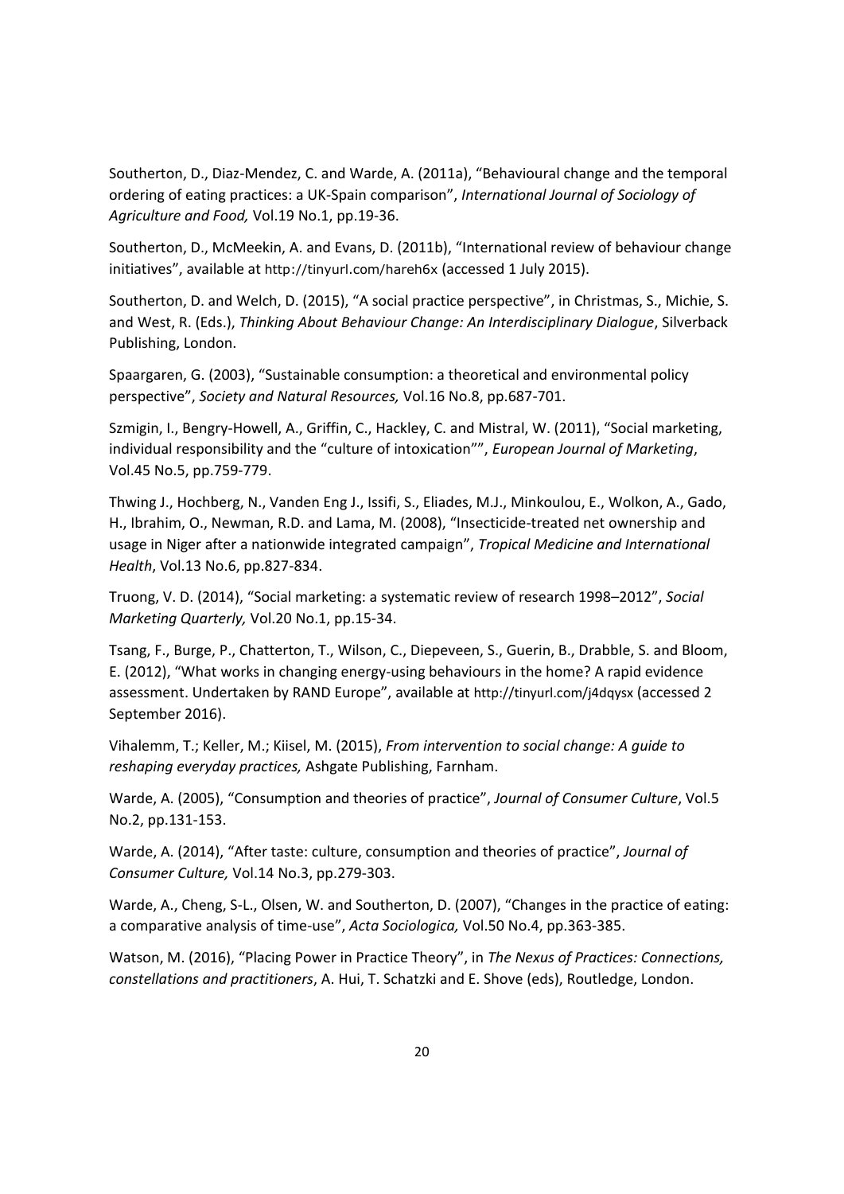Southerton, D., Diaz-Mendez, C. and Warde, A. (2011a), "Behavioural change and the temporal ordering of eating practices: a UK-Spain comparison", *International Journal of Sociology of Agriculture and Food,* Vol.19 No.1, pp.19-36.

Southerton, D., McMeekin, A. and Evans, D. (2011b), "International review of behaviour change initiatives", available at http://tinyurl.com/hareh6x (accessed 1 July 2015).

Southerton, D. and Welch, D. (2015), "A social practice perspective", in Christmas, S., Michie, S. and West, R. (Eds.), *Thinking About Behaviour Change: An Interdisciplinary Dialogue*, Silverback Publishing, London.

Spaargaren, G. (2003), "Sustainable consumption: a theoretical and environmental policy perspective", *Society and Natural Resources,* Vol.16 No.8, pp.687-701.

Szmigin, I., Bengry-Howell, A., Griffin, C., Hackley, C. and Mistral, W. (2011), "Social marketing, individual responsibility and the "culture of intoxication"", *European Journal of Marketing*, Vol.45 No.5, pp.759-779.

Thwing J., Hochberg, N., Vanden Eng J., Issifi, S., Eliades, M.J., Minkoulou, E., Wolkon, A., Gado, H., Ibrahim, O., Newman, R.D. and Lama, M. (2008), "Insecticide-treated net ownership and usage in Niger after a nationwide integrated campaign", *Tropical Medicine and International Health*, Vol.13 No.6, pp.827-834.

Truong, V. D. (2014), "Social marketing: a systematic review of research 1998–2012", *Social Marketing Quarterly,* Vol.20 No.1, pp.15-34.

Tsang, F., Burge, P., Chatterton, T., Wilson, C., Diepeveen, S., Guerin, B., Drabble, S. and Bloom, E. (2012), "What works in changing energy-using behaviours in the home? A rapid evidence assessment. Undertaken by RAND Europe", available at http://tinyurl.com/j4dqysx (accessed 2 September 2016).

Vihalemm, T.; Keller, M.; Kiisel, M. (2015), *From intervention to social change: A guide to reshaping everyday practices,* Ashgate Publishing, Farnham.

Warde, A. (2005), "Consumption and theories of practice", *Journal of Consumer Culture*, Vol.5 No.2, pp.131-153.

Warde, A. (2014), "After taste: culture, consumption and theories of practice", *Journal of Consumer Culture,* Vol.14 No.3, pp.279-303.

Warde, A., Cheng, S-L., Olsen, W. and Southerton, D. (2007), "Changes in the practice of eating: a comparative analysis of time-use", *Acta Sociologica,* Vol.50 No.4, pp.363-385.

Watson, M. (2016), "Placing Power in Practice Theory", in *The Nexus of Practices: Connections, constellations and practitioners*, A. Hui, T. Schatzki and E. Shove (eds), Routledge, London.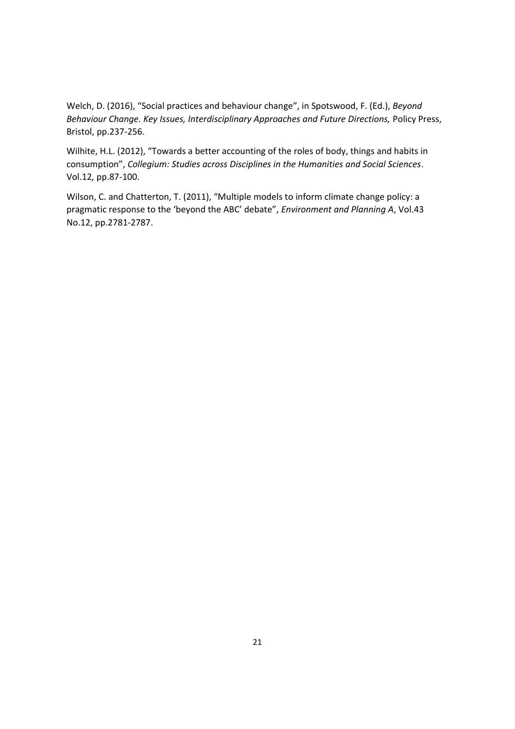Welch, D. (2016), "Social practices and behaviour change", in Spotswood, F. (Ed.), *Beyond Behaviour Change. Key Issues, Interdisciplinary Approaches and Future Directions,* Policy Press, Bristol, pp.237-256.

Wilhite, H.L. (2012), "Towards a better accounting of the roles of body, things and habits in consumption", *Collegium: Studies across Disciplines in the Humanities and Social Sciences*. Vol.12*,* pp.87-100.

Wilson, C. and Chatterton, T. (2011), "Multiple models to inform climate change policy: a pragmatic response to the 'beyond the ABC' debate", *Environment and Planning A*, Vol.43 No.12, pp.2781-2787.